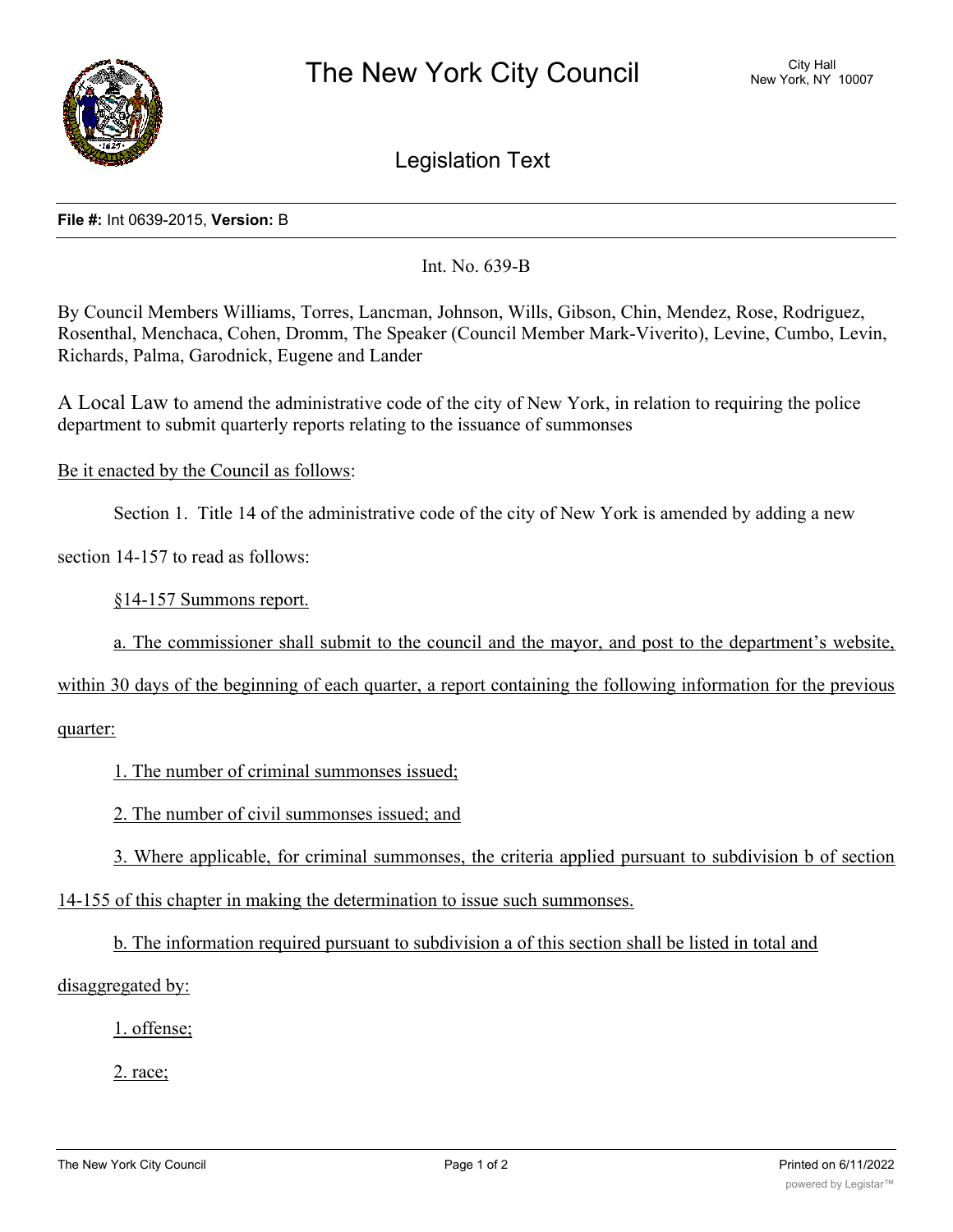# The New York City Council

City Hall
New York, NY 10007

## Legislation Text

**File #:** Int 0639-2015, **Version:** B

Int. No. 639-B

By Council Members Williams, Torres, Lancman, Johnson, Wills, Gibson, Chin, Mendez, Rose, Rodriguez, Rosenthal, Menchaca, Cohen, Dromm, The Speaker (Council Member Mark-Viverito), Levine, Cumbo, Levin, Richards, Palma, Garodnick, Eugene and Lander

A Local Law to amend the administrative code of the city of New York, in relation to requiring the police department to submit quarterly reports relating to the issuance of summonses

Be it enacted by the Council as follows:

Section 1. Title 14 of the administrative code of the city of New York is amended by adding a new section 14-157 to read as follows:

§14-157 Summons report.

a. The commissioner shall submit to the council and the mayor, and post to the department's website, within 30 days of the beginning of each quarter, a report containing the following information for the previous quarter:

1. The number of criminal summonses issued;

2. The number of civil summonses issued; and

3. Where applicable, for criminal summonses, the criteria applied pursuant to subdivision b of section 14-155 of this chapter in making the determination to issue such summonses.

b. The information required pursuant to subdivision a of this section shall be listed in total and disaggregated by:

1. offense;

2. race;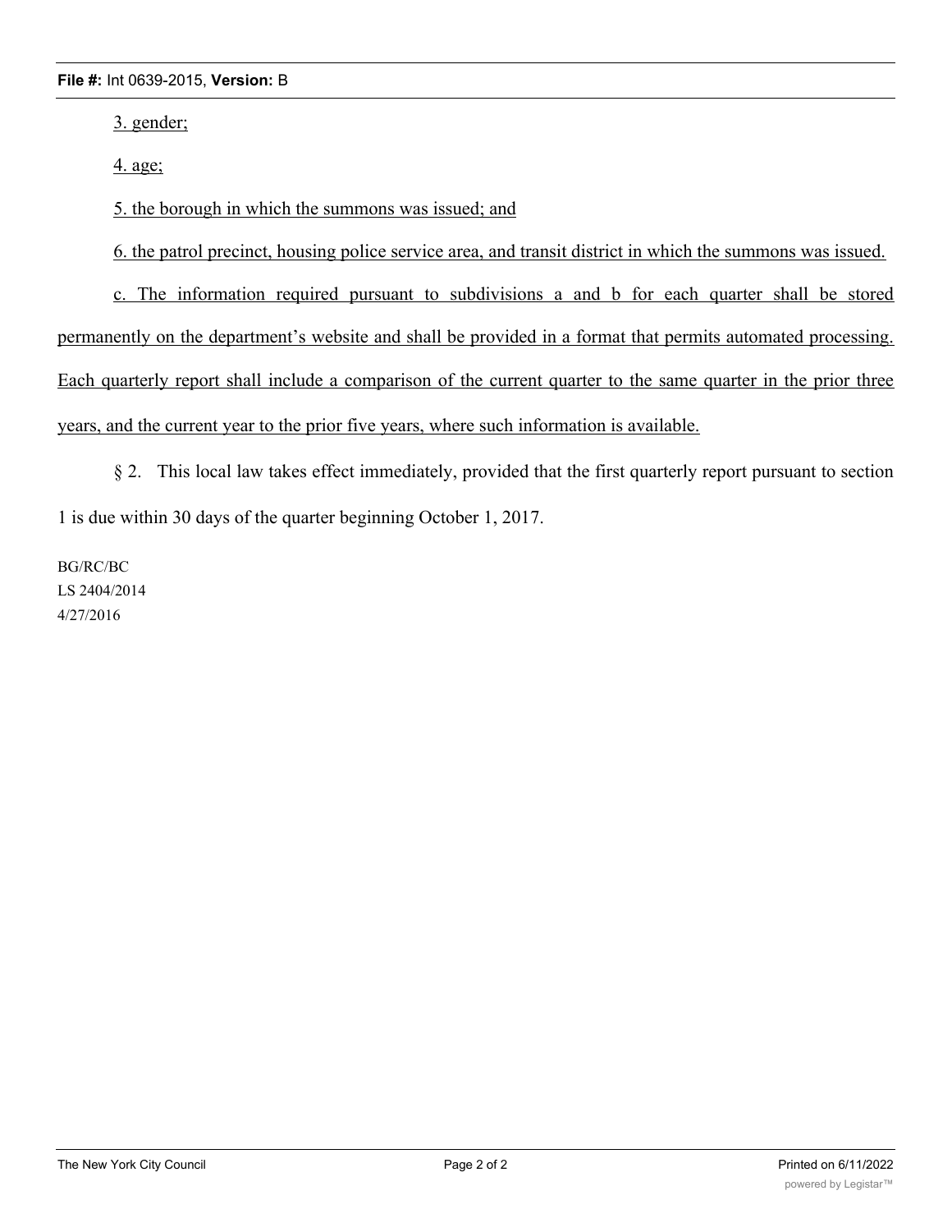3. gender;

4. age;

5. the borough in which the summons was issued; and

6. the patrol precinct, housing police service area, and transit district in which the summons was issued.

c. The information required pursuant to subdivisions a and b for each quarter shall be stored permanently on the department's website and shall be provided in a format that permits automated processing. Each quarterly report shall include a comparison of the current quarter to the same quarter in the prior three years, and the current year to the prior five years, where such information is available.

§ 2. This local law takes effect immediately, provided that the first quarterly report pursuant to section 1 is due within 30 days of the quarter beginning October 1, 2017.

BG/RC/BC
LS 2404/2014
4/27/2016